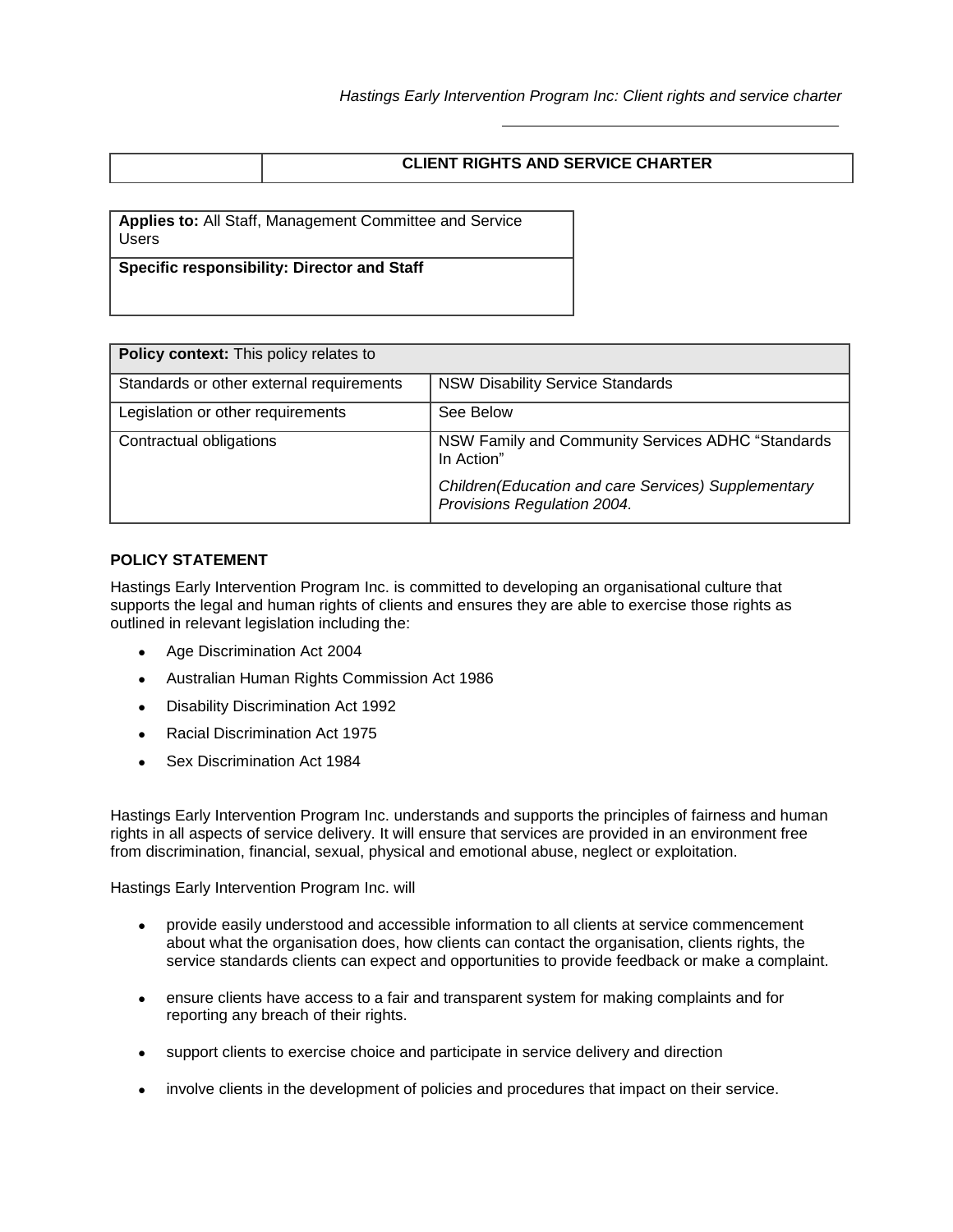| | **CLIENT RIGHTS AND SERVICE CHARTER** |
|---|---|

| **Applies to:** All Staff, Management Committee and Service Users |
|---|
| **Specific responsibility: Director and Staff** |

| **Policy context:** This policy relates to | |
|---|---|
| Standards or other external requirements | NSW Disability Service Standards |
| Legislation or other requirements | See Below |
| Contractual obligations | NSW Family and Community Services ADHC "Standards In Action"<br>*Children(Education and care Services) Supplementary Provisions Regulation 2004.* |

## POLICY STATEMENT

Hastings Early Intervention Program Inc. is committed to developing an organisational culture that supports the legal and human rights of clients and ensures they are able to exercise those rights as outlined in relevant legislation including the:

- Age Discrimination Act 2004
- Australian Human Rights Commission Act 1986
- Disability Discrimination Act 1992
- Racial Discrimination Act 1975
- Sex Discrimination Act 1984

Hastings Early Intervention Program Inc. understands and supports the principles of fairness and human rights in all aspects of service delivery. It will ensure that services are provided in an environment free from discrimination, financial, sexual, physical and emotional abuse, neglect or exploitation.

Hastings Early Intervention Program Inc. will

- provide easily understood and accessible information to all clients at service commencement about what the organisation does, how clients can contact the organisation, clients rights, the service standards clients can expect and opportunities to provide feedback or make a complaint.
- ensure clients have access to a fair and transparent system for making complaints and for reporting any breach of their rights.
- support clients to exercise choice and participate in service delivery and direction
- involve clients in the development of policies and procedures that impact on their service.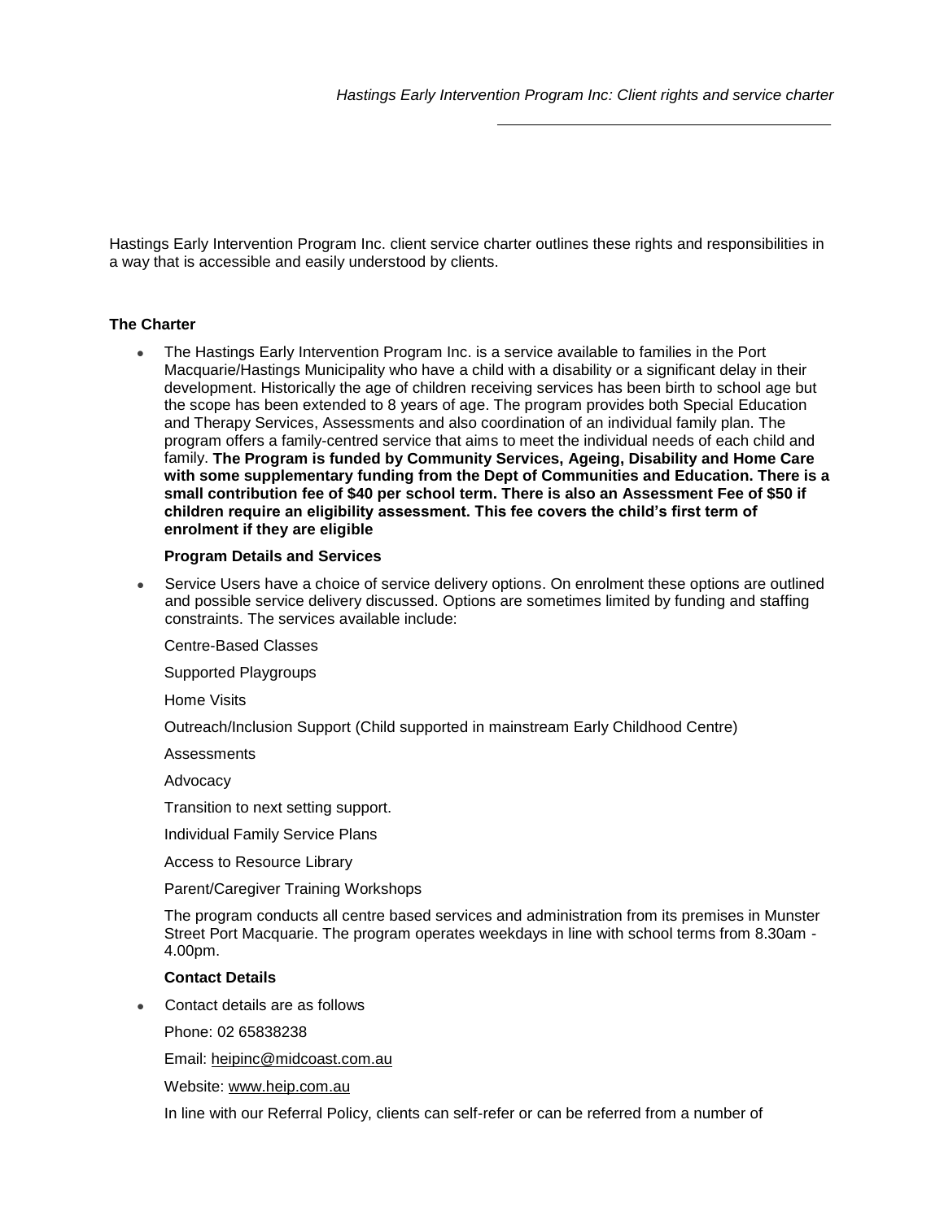Hastings Early Intervention Program Inc. client service charter outlines these rights and responsibilities in a way that is accessible and easily understood by clients.

**The Charter**

- The Hastings Early Intervention Program Inc. is a service available to families in the Port Macquarie/Hastings Municipality who have a child with a disability or a significant delay in their development. Historically the age of children receiving services has been birth to school age but the scope has been extended to 8 years of age. The program provides both Special Education and Therapy Services, Assessments and also coordination of an individual family plan. The program offers a family-centred service that aims to meet the individual needs of each child and family. **The Program is funded by Community Services, Ageing, Disability and Home Care with some supplementary funding from the Dept of Communities and Education. There is a small contribution fee of $40 per school term. There is also an Assessment Fee of $50 if children require an eligibility assessment. This fee covers the child's first term of enrolment if they are eligible**

  **Program Details and Services**

- Service Users have a choice of service delivery options. On enrolment these options are outlined and possible service delivery discussed. Options are sometimes limited by funding and staffing constraints. The services available include:

  Centre-Based Classes

  Supported Playgroups

  Home Visits

  Outreach/Inclusion Support (Child supported in mainstream Early Childhood Centre)

  Assessments

  Advocacy

  Transition to next setting support.

  Individual Family Service Plans

  Access to Resource Library

  Parent/Caregiver Training Workshops

  The program conducts all centre based services and administration from its premises in Munster Street Port Macquarie. The program operates weekdays in line with school terms from 8.30am - 4.00pm.

  **Contact Details**

- Contact details are as follows

  Phone: 02 65838238

  Email: heipinc@midcoast.com.au

  Website: www.heip.com.au

  In line with our Referral Policy, clients can self-refer or can be referred from a number of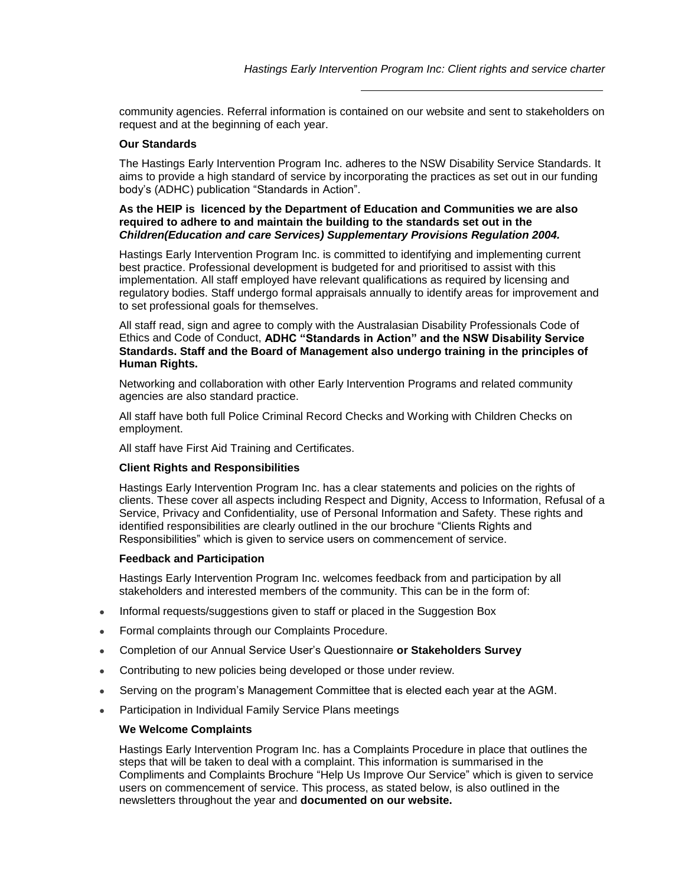community agencies. Referral information is contained on our website and sent to stakeholders on request and at the beginning of each year.

**Our Standards**

The Hastings Early Intervention Program Inc. adheres to the NSW Disability Service Standards. It aims to provide a high standard of service by incorporating the practices as set out in our funding body's (ADHC) publication "Standards in Action".

**As the HEIP is licenced by the Department of Education and Communities we are also required to adhere to and maintain the building to the standards set out in the *Children(Education and care Services) Supplementary Provisions Regulation 2004.***

Hastings Early Intervention Program Inc. is committed to identifying and implementing current best practice. Professional development is budgeted for and prioritised to assist with this implementation. All staff employed have relevant qualifications as required by licensing and regulatory bodies. Staff undergo formal appraisals annually to identify areas for improvement and to set professional goals for themselves.

All staff read, sign and agree to comply with the Australasian Disability Professionals Code of Ethics and Code of Conduct, **ADHC "Standards in Action" and the NSW Disability Service Standards. Staff and the Board of Management also undergo training in the principles of Human Rights.**

Networking and collaboration with other Early Intervention Programs and related community agencies are also standard practice.

All staff have both full Police Criminal Record Checks and Working with Children Checks on employment.

All staff have First Aid Training and Certificates.

**Client Rights and Responsibilities**

Hastings Early Intervention Program Inc. has a clear statements and policies on the rights of clients. These cover all aspects including Respect and Dignity, Access to Information, Refusal of a Service, Privacy and Confidentiality, use of Personal Information and Safety. These rights and identified responsibilities are clearly outlined in the our brochure "Clients Rights and Responsibilities" which is given to service users on commencement of service.

**Feedback and Participation**

Hastings Early Intervention Program Inc. welcomes feedback from and participation by all stakeholders and interested members of the community. This can be in the form of:

- Informal requests/suggestions given to staff or placed in the Suggestion Box
- Formal complaints through our Complaints Procedure.
- Completion of our Annual Service User's Questionnaire **or Stakeholders Survey**
- Contributing to new policies being developed or those under review.
- Serving on the program's Management Committee that is elected each year at the AGM.
- Participation in Individual Family Service Plans meetings

**We Welcome Complaints**

Hastings Early Intervention Program Inc. has a Complaints Procedure in place that outlines the steps that will be taken to deal with a complaint. This information is summarised in the Compliments and Complaints Brochure "Help Us Improve Our Service" which is given to service users on commencement of service. This process, as stated below, is also outlined in the newsletters throughout the year and **documented on our website.**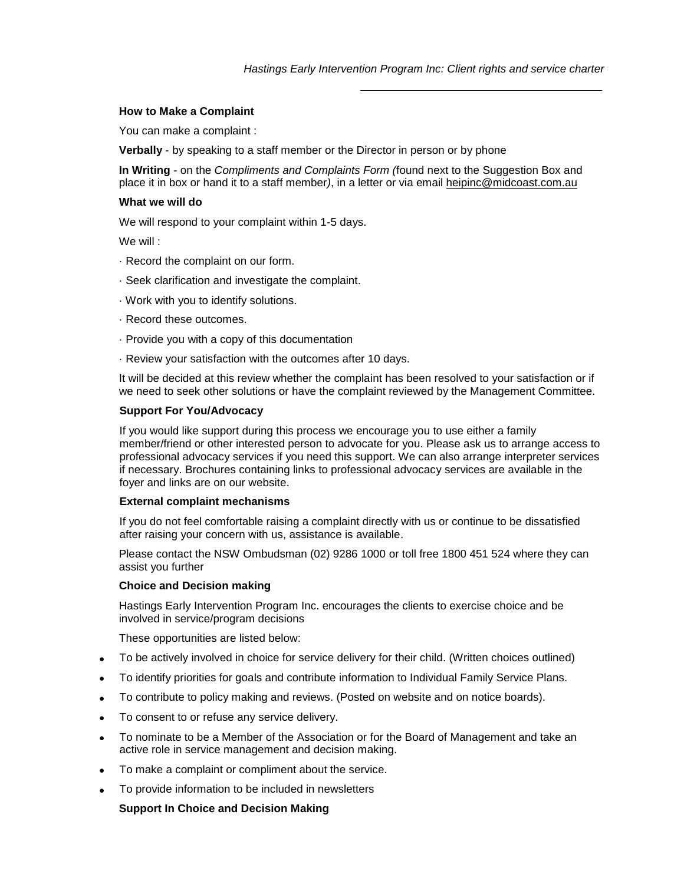### How to Make a Complaint

You can make a complaint :

**Verbally** - by speaking to a staff member or the Director in person or by phone

**In Writing** - on the *Compliments and Complaints Form (*found next to the Suggestion Box and place it in box or hand it to a staff member*)*, in a letter or via email heipinc@midcoast.com.au

### What we will do

We will respond to your complaint within 1-5 days.

We will :

· Record the complaint on our form.

· Seek clarification and investigate the complaint.

· Work with you to identify solutions.

· Record these outcomes.

· Provide you with a copy of this documentation

· Review your satisfaction with the outcomes after 10 days.

It will be decided at this review whether the complaint has been resolved to your satisfaction or if we need to seek other solutions or have the complaint reviewed by the Management Committee.

### Support For You/Advocacy

If you would like support during this process we encourage you to use either a family member/friend or other interested person to advocate for you. Please ask us to arrange access to professional advocacy services if you need this support. We can also arrange interpreter services if necessary. Brochures containing links to professional advocacy services are available in the foyer and links are on our website.

### External complaint mechanisms

If you do not feel comfortable raising a complaint directly with us or continue to be dissatisfied after raising your concern with us, assistance is available.

Please contact the NSW Ombudsman (02) 9286 1000 or toll free 1800 451 524 where they can assist you further

### Choice and Decision making

Hastings Early Intervention Program Inc. encourages the clients to exercise choice and be involved in service/program decisions

These opportunities are listed below:

- To be actively involved in choice for service delivery for their child. (Written choices outlined)
- To identify priorities for goals and contribute information to Individual Family Service Plans.
- To contribute to policy making and reviews. (Posted on website and on notice boards).
- To consent to or refuse any service delivery.
- To nominate to be a Member of the Association or for the Board of Management and take an active role in service management and decision making.
- To make a complaint or compliment about the service.
- To provide information to be included in newsletters

### Support In Choice and Decision Making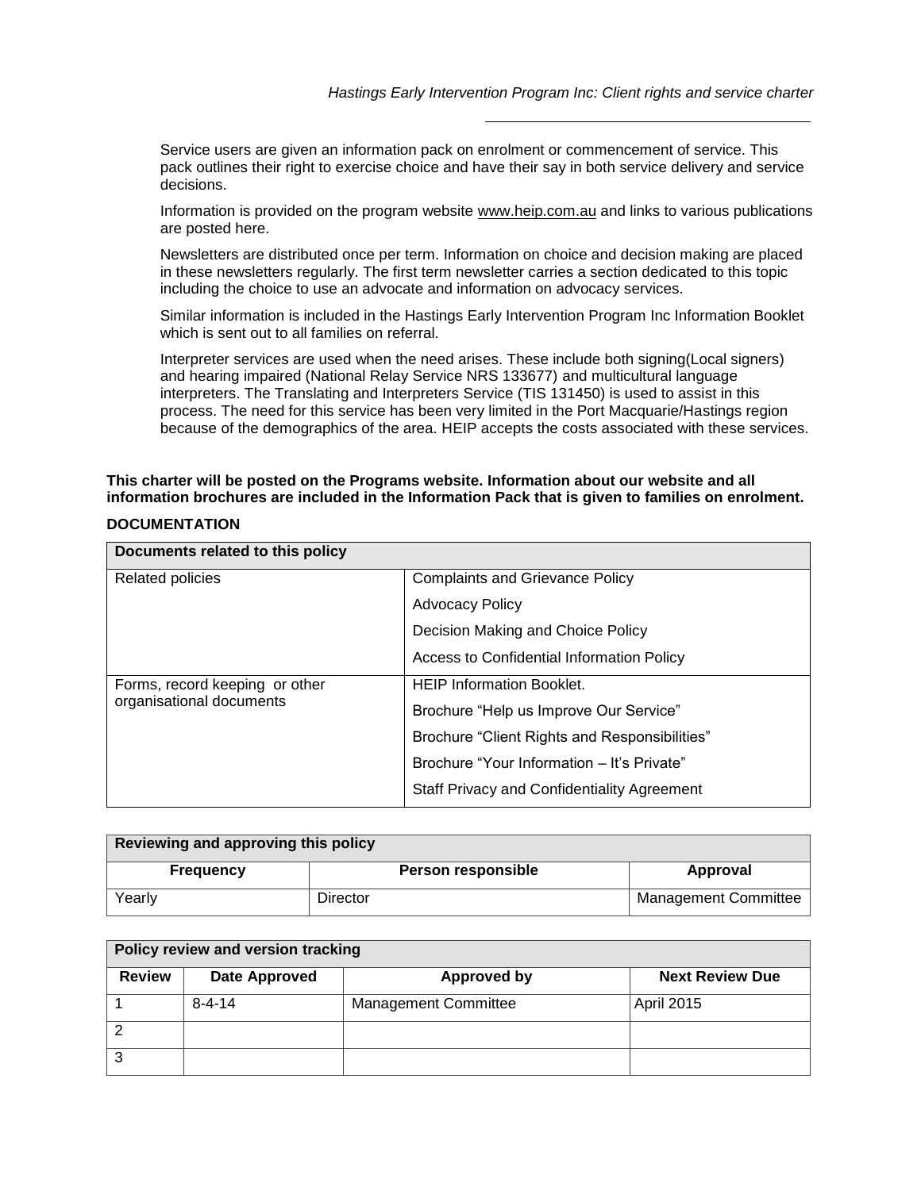Service users are given an information pack on enrolment or commencement of service. This pack outlines their right to exercise choice and have their say in both service delivery and service decisions.

Information is provided on the program website www.heip.com.au and links to various publications are posted here.

Newsletters are distributed once per term. Information on choice and decision making are placed in these newsletters regularly. The first term newsletter carries a section dedicated to this topic including the choice to use an advocate and information on advocacy services.

Similar information is included in the Hastings Early Intervention Program Inc Information Booklet which is sent out to all families on referral.

Interpreter services are used when the need arises. These include both signing(Local signers) and hearing impaired (National Relay Service NRS 133677) and multicultural language interpreters. The Translating and Interpreters Service (TIS 131450) is used to assist in this process. The need for this service has been very limited in the Port Macquarie/Hastings region because of the demographics of the area. HEIP accepts the costs associated with these services.

**This charter will be posted on the Programs website. Information about our website and all information brochures are included in the Information Pack that is given to families on enrolment.**

**DOCUMENTATION**

| **Documents related to this policy** | |
|---|---|
| Related policies | Complaints and Grievance Policy<br>Advocacy Policy<br>Decision Making and Choice Policy<br>Access to Confidential Information Policy |
| Forms, record keeping or other organisational documents | HEIP Information Booklet.<br>Brochure "Help us Improve Our Service"<br>Brochure "Client Rights and Responsibilities"<br>Brochure "Your Information – It's Private"<br>Staff Privacy and Confidentiality Agreement |

| **Reviewing and approving this policy** | | |
|---|---|---|
| **Frequency** | **Person responsible** | **Approval** |
| Yearly | Director | Management Committee |

| **Policy review and version tracking** | | | |
|---|---|---|---|
| **Review** | **Date Approved** | **Approved by** | **Next Review Due** |
| 1 | 8-4-14 | Management Committee | April 2015 |
| 2 | | | |
| 3 | | | |